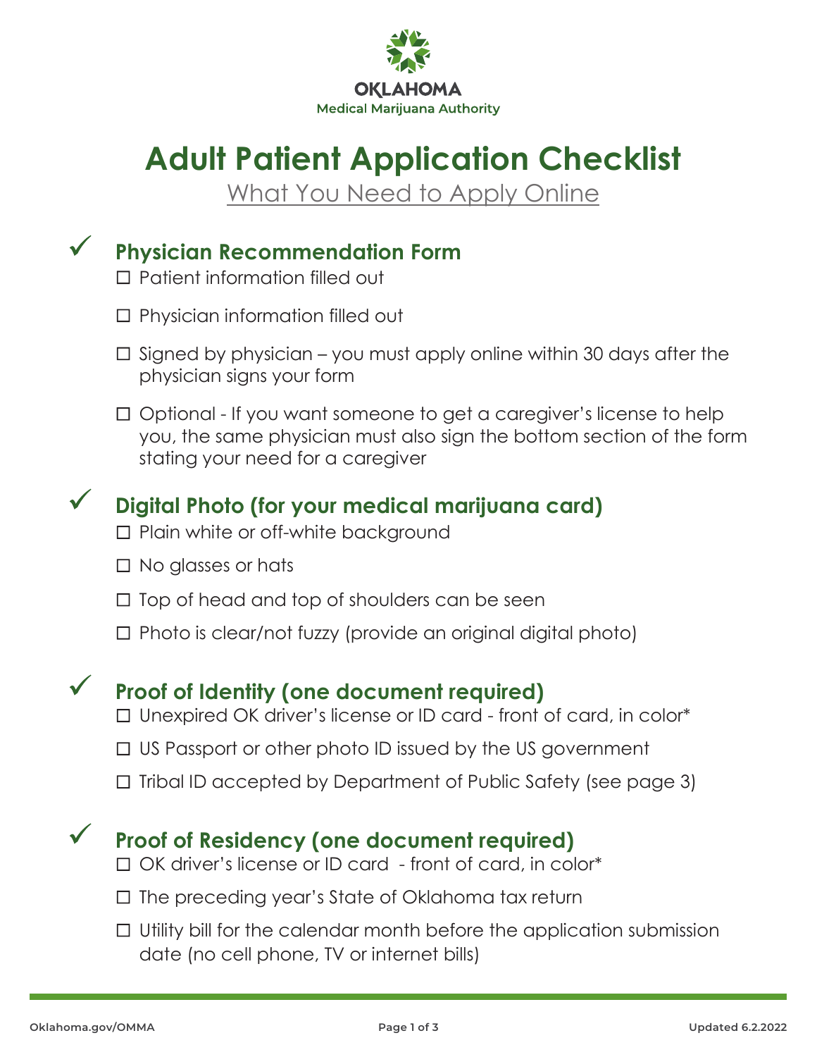OKLAHOMA
Medical Marijuana Authority

# Adult Patient Application Checklist

What You Need to Apply Online

## ✓ Physician Recommendation Form

- ☐ Patient information filled out
- ☐ Physician information filled out
- ☐ Signed by physician – you must apply online within 30 days after the physician signs your form
- ☐ Optional - If you want someone to get a caregiver's license to help you, the same physician must also sign the bottom section of the form stating your need for a caregiver

## ✓ Digital Photo (for your medical marijuana card)

- ☐ Plain white or off-white background
- ☐ No glasses or hats
- ☐ Top of head and top of shoulders can be seen
- ☐ Photo is clear/not fuzzy (provide an original digital photo)

## ✓ Proof of Identity (one document required)

- ☐ Unexpired OK driver's license or ID card - front of card, in color*
- ☐ US Passport or other photo ID issued by the US government
- ☐ Tribal ID accepted by Department of Public Safety (see page 3)

## ✓ Proof of Residency (one document required)

- ☐ OK driver's license or ID card - front of card, in color*
- ☐ The preceding year's State of Oklahoma tax return
- ☐ Utility bill for the calendar month before the application submission date (no cell phone, TV or internet bills)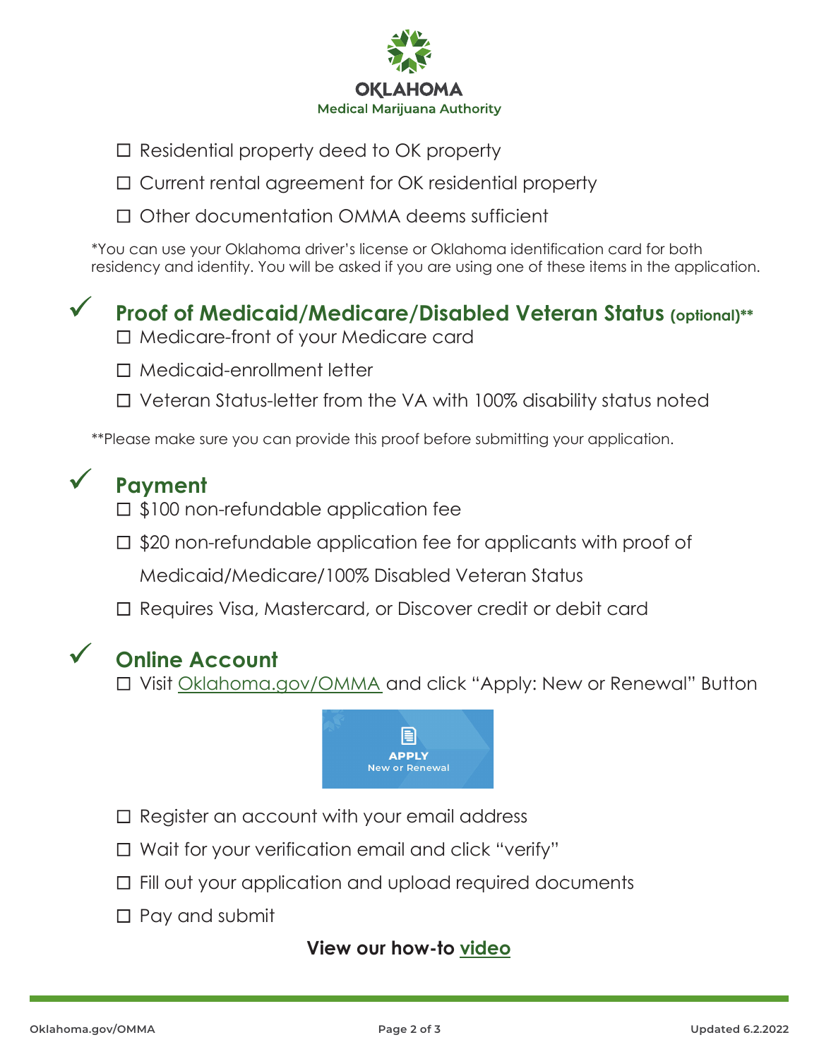- ☐ Residential property deed to OK property
- ☐ Current rental agreement for OK residential property
- ☐ Other documentation OMMA deems sufficient

*You can use your Oklahoma driver's license or Oklahoma identification card for both residency and identity. You will be asked if you are using one of these items in the application.

## ✓ Proof of Medicaid/Medicare/Disabled Veteran Status (optional)**

- ☐ Medicare-front of your Medicare card
- ☐ Medicaid-enrollment letter
- ☐ Veteran Status-letter from the VA with 100% disability status noted

**Please make sure you can provide this proof before submitting your application.

## ✓ Payment

- ☐ $100 non-refundable application fee
- ☐ $20 non-refundable application fee for applicants with proof of Medicaid/Medicare/100% Disabled Veteran Status
- ☐ Requires Visa, Mastercard, or Discover credit or debit card

## ✓ Online Account

- ☐ Visit [Oklahoma.gov/OMMA](Oklahoma.gov/OMMA) and click "Apply: New or Renewal" Button

**APPLY**
New or Renewal

- ☐ Register an account with your email address
- ☐ Wait for your verification email and click "verify"
- ☐ Fill out your application and upload required documents
- ☐ Pay and submit

**View our how-to video**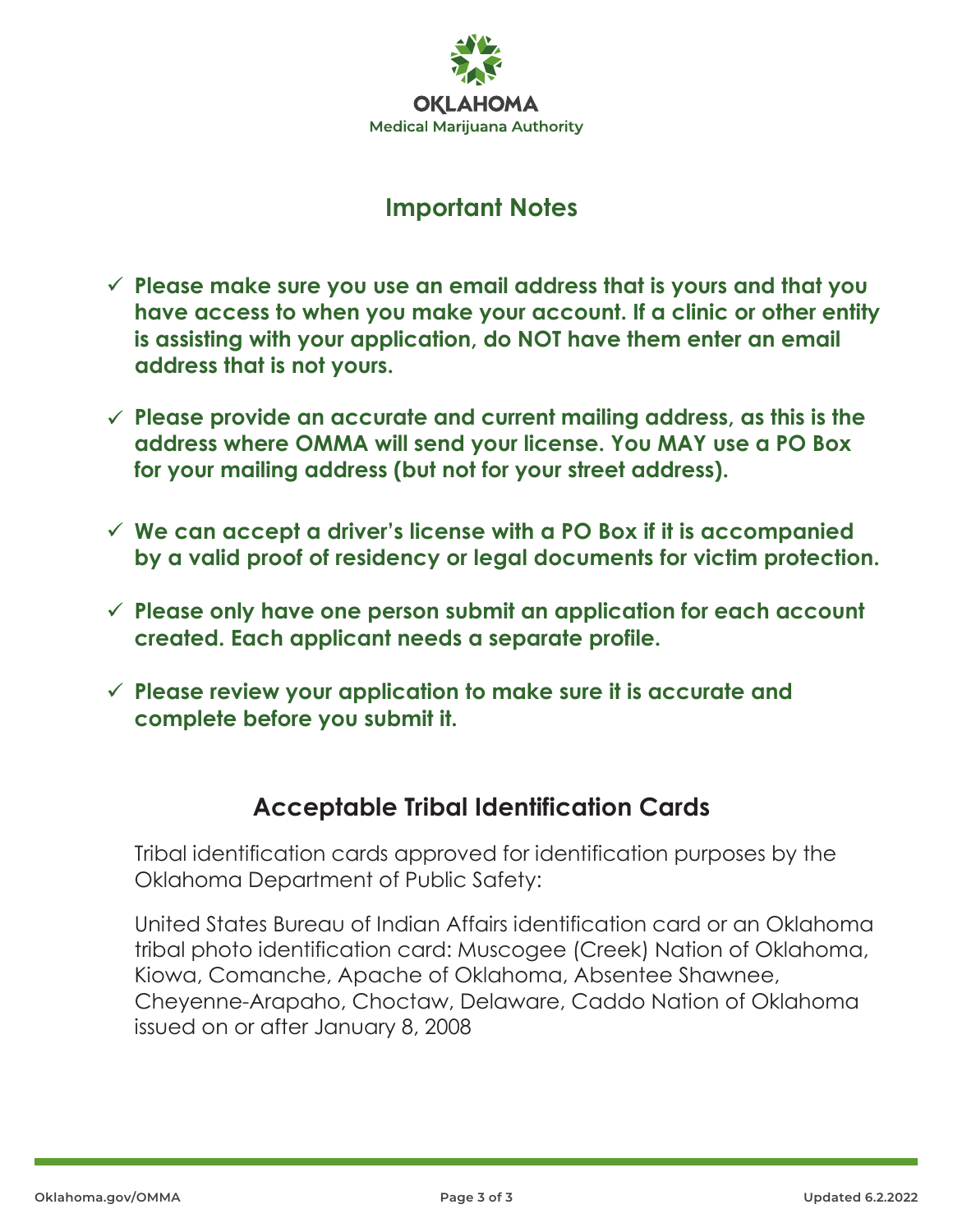OKLAHOMA
Medical Marijuana Authority

## Important Notes

- ✓ **Please make sure you use an email address that is yours and that you have access to when you make your account. If a clinic or other entity is assisting with your application, do NOT have them enter an email address that is not yours.**
- ✓ **Please provide an accurate and current mailing address, as this is the address where OMMA will send your license. You MAY use a PO Box for your mailing address (but not for your street address).**
- ✓ **We can accept a driver's license with a PO Box if it is accompanied by a valid proof of residency or legal documents for victim protection.**
- ✓ **Please only have one person submit an application for each account created. Each applicant needs a separate profile.**
- ✓ **Please review your application to make sure it is accurate and complete before you submit it.**

## Acceptable Tribal Identification Cards

Tribal identification cards approved for identification purposes by the Oklahoma Department of Public Safety:

United States Bureau of Indian Affairs identification card or an Oklahoma tribal photo identification card: Muscogee (Creek) Nation of Oklahoma, Kiowa, Comanche, Apache of Oklahoma, Absentee Shawnee, Cheyenne-Arapaho, Choctaw, Delaware, Caddo Nation of Oklahoma issued on or after January 8, 2008